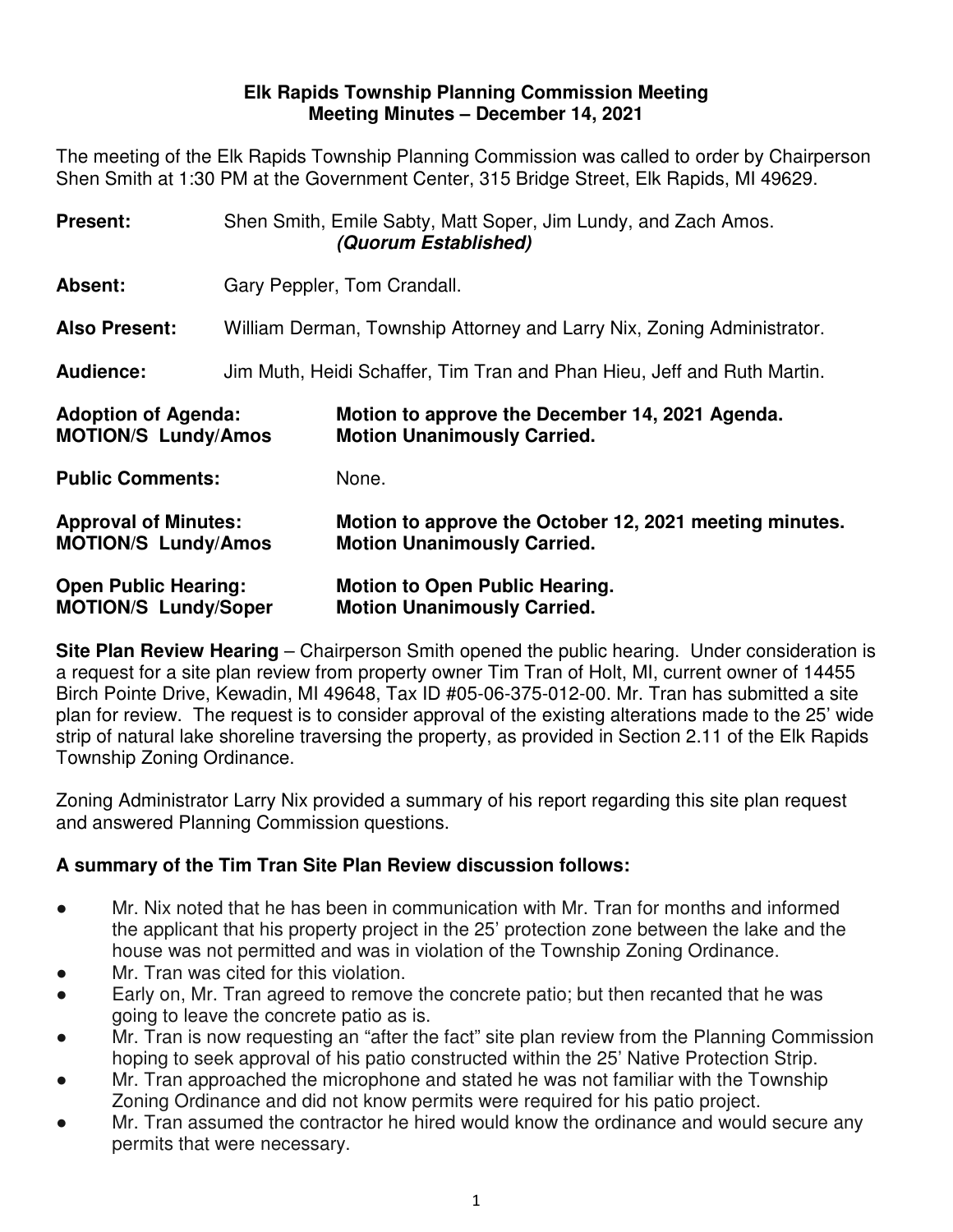**Elk Rapids Township Planning Commission Meeting**
**Meeting Minutes – December 14, 2021**

The meeting of the Elk Rapids Township Planning Commission was called to order by Chairperson Shen Smith at 1:30 PM at the Government Center, 315 Bridge Street, Elk Rapids, MI 49629.

**Present:** Shen Smith, Emile Sabty, Matt Soper, Jim Lundy, and Zach Amos.
***(Quorum Established)***

**Absent:** Gary Peppler, Tom Crandall.

**Also Present:** William Derman, Township Attorney and Larry Nix, Zoning Administrator.

**Audience:** Jim Muth, Heidi Schaffer, Tim Tran and Phan Hieu, Jeff and Ruth Martin.

**Adoption of Agenda:** **Motion to approve the December 14, 2021 Agenda.**
**MOTION/S Lundy/Amos** **Motion Unanimously Carried.**

**Public Comments:** None.

**Approval of Minutes:** **Motion to approve the October 12, 2021 meeting minutes.**
**MOTION/S Lundy/Amos** **Motion Unanimously Carried.**

**Open Public Hearing:** **Motion to Open Public Hearing.**
**MOTION/S Lundy/Soper** **Motion Unanimously Carried.**

**Site Plan Review Hearing** – Chairperson Smith opened the public hearing. Under consideration is a request for a site plan review from property owner Tim Tran of Holt, MI, current owner of 14455 Birch Pointe Drive, Kewadin, MI 49648, Tax ID #05-06-375-012-00. Mr. Tran has submitted a site plan for review. The request is to consider approval of the existing alterations made to the 25' wide strip of natural lake shoreline traversing the property, as provided in Section 2.11 of the Elk Rapids Township Zoning Ordinance.

Zoning Administrator Larry Nix provided a summary of his report regarding this site plan request and answered Planning Commission questions.

**A summary of the Tim Tran Site Plan Review discussion follows:**

- Mr. Nix noted that he has been in communication with Mr. Tran for months and informed the applicant that his property project in the 25' protection zone between the lake and the house was not permitted and was in violation of the Township Zoning Ordinance.
- Mr. Tran was cited for this violation.
- Early on, Mr. Tran agreed to remove the concrete patio; but then recanted that he was going to leave the concrete patio as is.
- Mr. Tran is now requesting an "after the fact" site plan review from the Planning Commission hoping to seek approval of his patio constructed within the 25' Native Protection Strip.
- Mr. Tran approached the microphone and stated he was not familiar with the Township Zoning Ordinance and did not know permits were required for his patio project.
- Mr. Tran assumed the contractor he hired would know the ordinance and would secure any permits that were necessary.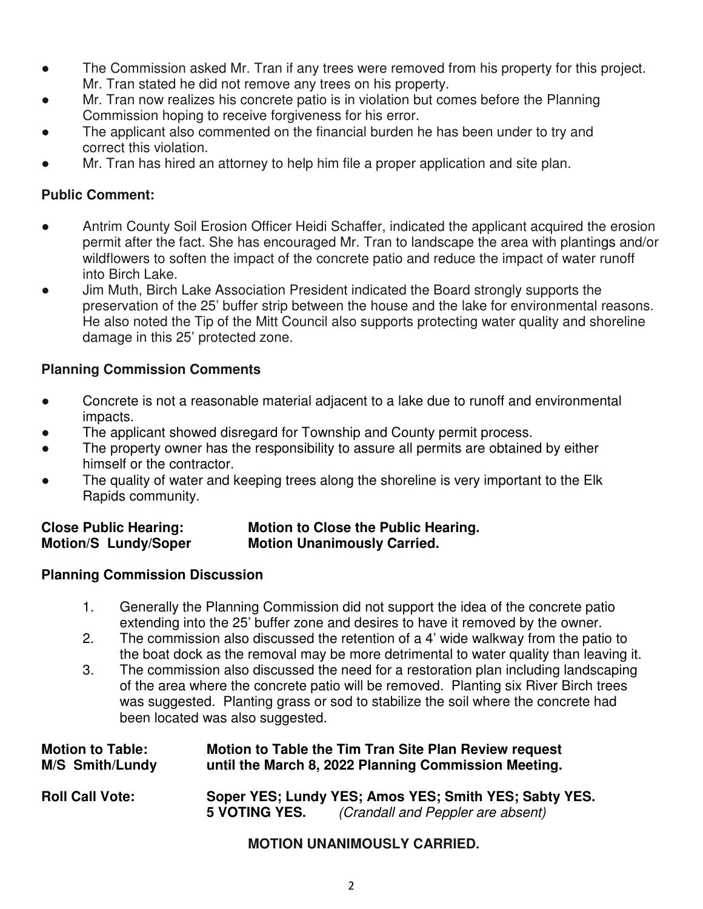- The Commission asked Mr. Tran if any trees were removed from his property for this project. Mr. Tran stated he did not remove any trees on his property.
- Mr. Tran now realizes his concrete patio is in violation but comes before the Planning Commission hoping to receive forgiveness for his error.
- The applicant also commented on the financial burden he has been under to try and correct this violation.
- Mr. Tran has hired an attorney to help him file a proper application and site plan.

**Public Comment:**

- Antrim County Soil Erosion Officer Heidi Schaffer, indicated the applicant acquired the erosion permit after the fact. She has encouraged Mr. Tran to landscape the area with plantings and/or wildflowers to soften the impact of the concrete patio and reduce the impact of water runoff into Birch Lake.
- Jim Muth, Birch Lake Association President indicated the Board strongly supports the preservation of the 25' buffer strip between the house and the lake for environmental reasons. He also noted the Tip of the Mitt Council also supports protecting water quality and shoreline damage in this 25' protected zone.

**Planning Commission Comments**

- Concrete is not a reasonable material adjacent to a lake due to runoff and environmental impacts.
- The applicant showed disregard for Township and County permit process.
- The property owner has the responsibility to assure all permits are obtained by either himself or the contractor.
- The quality of water and keeping trees along the shoreline is very important to the Elk Rapids community.

**Close Public Hearing:** **Motion to Close the Public Hearing.**
**Motion/S Lundy/Soper** **Motion Unanimously Carried.**

**Planning Commission Discussion**

1. Generally the Planning Commission did not support the idea of the concrete patio extending into the 25' buffer zone and desires to have it removed by the owner.
2. The commission also discussed the retention of a 4' wide walkway from the patio to the boat dock as the removal may be more detrimental to water quality than leaving it.
3. The commission also discussed the need for a restoration plan including landscaping of the area where the concrete patio will be removed. Planting six River Birch trees was suggested. Planting grass or sod to stabilize the soil where the concrete had been located was also suggested.

**Motion to Table:** **Motion to Table the Tim Tran Site Plan Review request**
**M/S Smith/Lundy** **until the March 8, 2022 Planning Commission Meeting.**

**Roll Call Vote:** **Soper YES; Lundy YES; Amos YES; Smith YES; Sabty YES.**
**5 VOTING YES.** *(Crandall and Peppler are absent)*

**MOTION UNANIMOUSLY CARRIED.**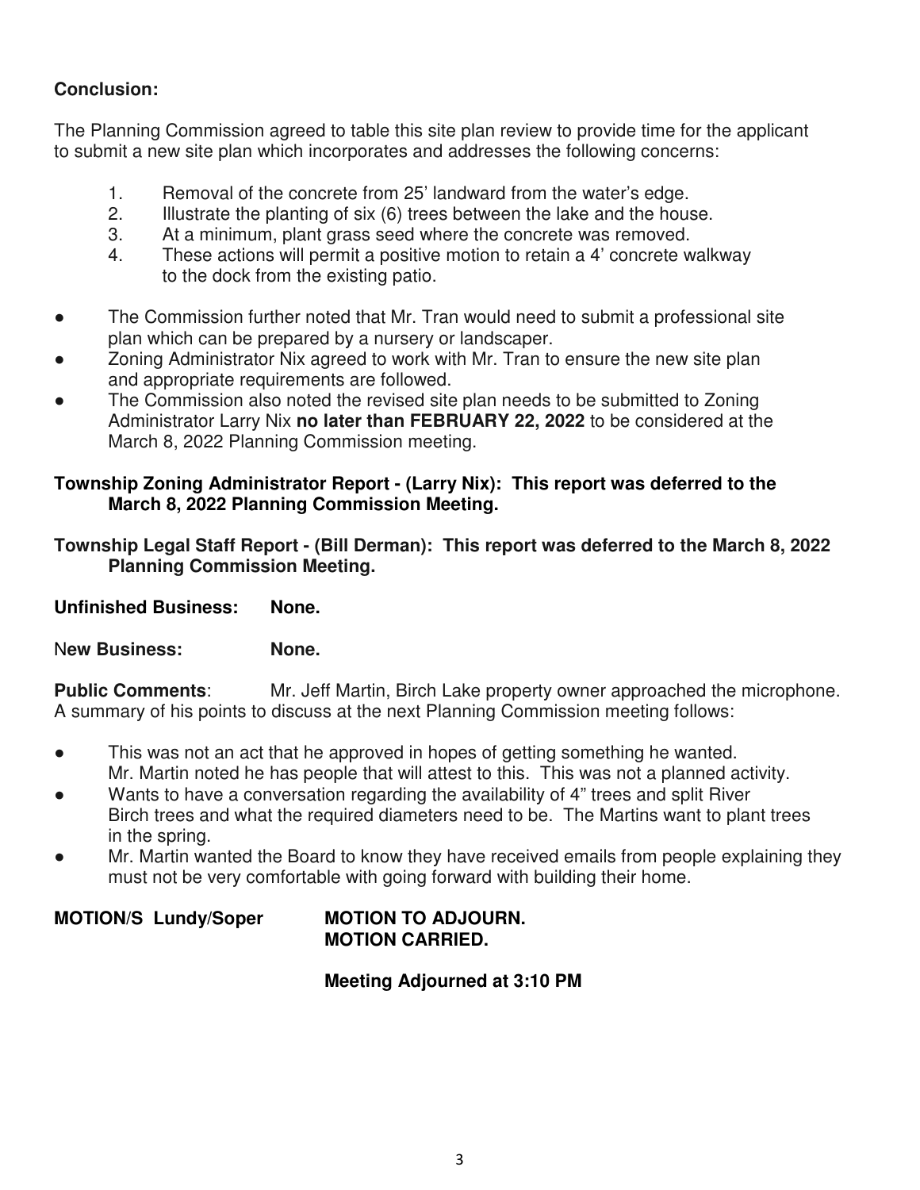**Conclusion:**

The Planning Commission agreed to table this site plan review to provide time for the applicant to submit a new site plan which incorporates and addresses the following concerns:

1. Removal of the concrete from 25' landward from the water's edge.
2. Illustrate the planting of six (6) trees between the lake and the house.
3. At a minimum, plant grass seed where the concrete was removed.
4. These actions will permit a positive motion to retain a 4' concrete walkway to the dock from the existing patio.

- The Commission further noted that Mr. Tran would need to submit a professional site plan which can be prepared by a nursery or landscaper.
- Zoning Administrator Nix agreed to work with Mr. Tran to ensure the new site plan and appropriate requirements are followed.
- The Commission also noted the revised site plan needs to be submitted to Zoning Administrator Larry Nix **no later than FEBRUARY 22, 2022** to be considered at the March 8, 2022 Planning Commission meeting.

**Township Zoning Administrator Report - (Larry Nix): This report was deferred to the March 8, 2022 Planning Commission Meeting.**

**Township Legal Staff Report - (Bill Derman): This report was deferred to the March 8, 2022 Planning Commission Meeting.**

**Unfinished Business: None.**

**New Business: None.**

**Public Comments**: Mr. Jeff Martin, Birch Lake property owner approached the microphone. A summary of his points to discuss at the next Planning Commission meeting follows:

- This was not an act that he approved in hopes of getting something he wanted. Mr. Martin noted he has people that will attest to this. This was not a planned activity.
- Wants to have a conversation regarding the availability of 4" trees and split River Birch trees and what the required diameters need to be. The Martins want to plant trees in the spring.
- Mr. Martin wanted the Board to know they have received emails from people explaining they must not be very comfortable with going forward with building their home.

**MOTION/S Lundy/Soper** **MOTION TO ADJOURN.**
**MOTION CARRIED.**

**Meeting Adjourned at 3:10 PM**